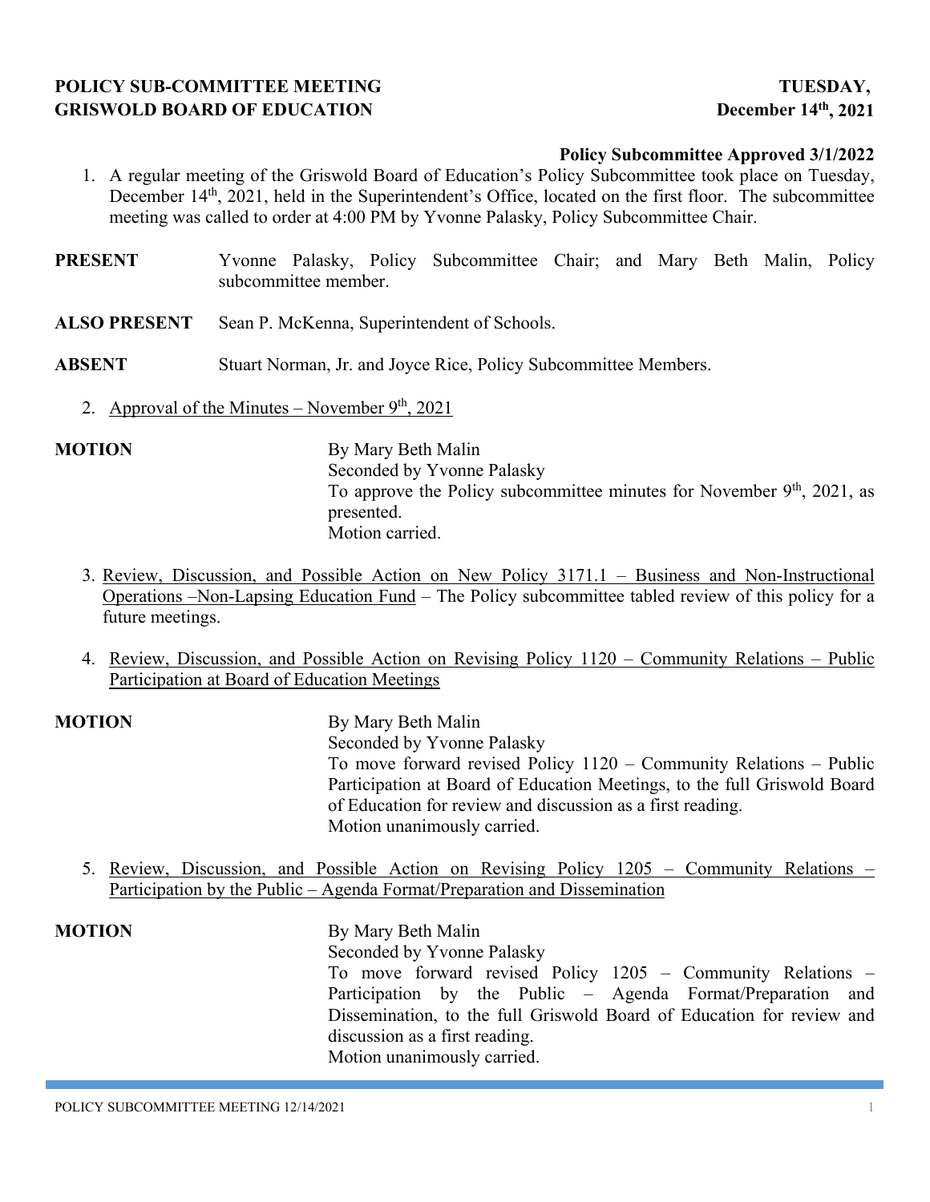**POLICY SUB-COMMITTEE MEETING** **TUESDAY,**
**GRISWOLD BOARD OF EDUCATION** **December 14th, 2021**

**Policy Subcommittee Approved 3/1/2022**

1. A regular meeting of the Griswold Board of Education's Policy Subcommittee took place on Tuesday, December 14th, 2021, held in the Superintendent's Office, located on the first floor. The subcommittee meeting was called to order at 4:00 PM by Yvonne Palasky, Policy Subcommittee Chair.

**PRESENT** Yvonne Palasky, Policy Subcommittee Chair; and Mary Beth Malin, Policy subcommittee member.

**ALSO PRESENT** Sean P. McKenna, Superintendent of Schools.

**ABSENT** Stuart Norman, Jr. and Joyce Rice, Policy Subcommittee Members.

2. Approval of the Minutes – November 9th, 2021

**MOTION**
By Mary Beth Malin
Seconded by Yvonne Palasky
To approve the Policy subcommittee minutes for November 9th, 2021, as presented.
Motion carried.

3. Review, Discussion, and Possible Action on New Policy 3171.1 – Business and Non-Instructional Operations –Non-Lapsing Education Fund – The Policy subcommittee tabled review of this policy for a future meetings.

4. Review, Discussion, and Possible Action on Revising Policy 1120 – Community Relations – Public Participation at Board of Education Meetings

**MOTION**
By Mary Beth Malin
Seconded by Yvonne Palasky
To move forward revised Policy 1120 – Community Relations – Public Participation at Board of Education Meetings, to the full Griswold Board of Education for review and discussion as a first reading.
Motion unanimously carried.

5. Review, Discussion, and Possible Action on Revising Policy 1205 – Community Relations – Participation by the Public – Agenda Format/Preparation and Dissemination

**MOTION**
By Mary Beth Malin
Seconded by Yvonne Palasky
To move forward revised Policy 1205 – Community Relations – Participation by the Public – Agenda Format/Preparation and Dissemination, to the full Griswold Board of Education for review and discussion as a first reading.
Motion unanimously carried.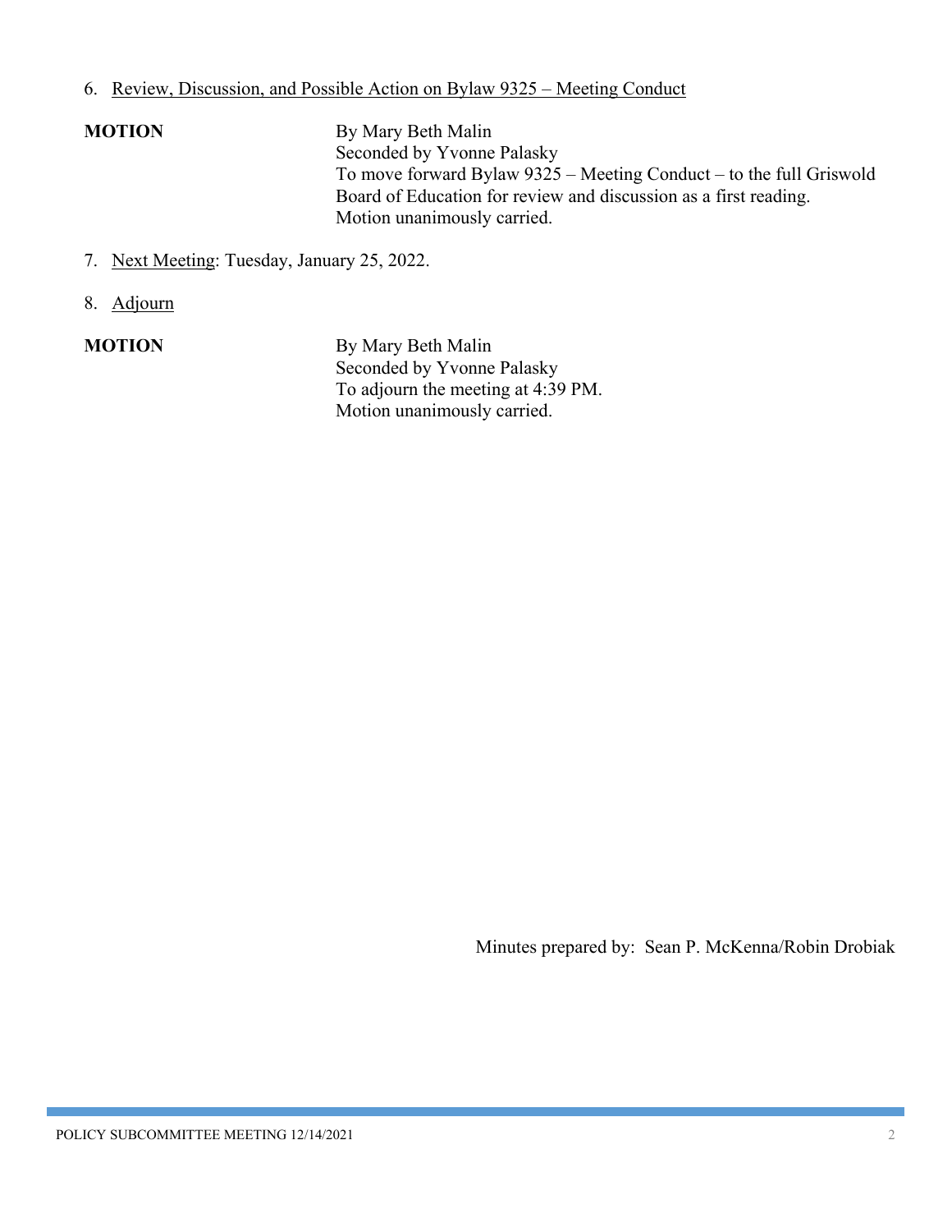6. Review, Discussion, and Possible Action on Bylaw 9325 – Meeting Conduct

**MOTION** By Mary Beth Malin
Seconded by Yvonne Palasky
To move forward Bylaw 9325 – Meeting Conduct – to the full Griswold Board of Education for review and discussion as a first reading.
Motion unanimously carried.

7. Next Meeting: Tuesday, January 25, 2022.

8. Adjourn

**MOTION** By Mary Beth Malin
Seconded by Yvonne Palasky
To adjourn the meeting at 4:39 PM.
Motion unanimously carried.

Minutes prepared by: Sean P. McKenna/Robin Drobiak